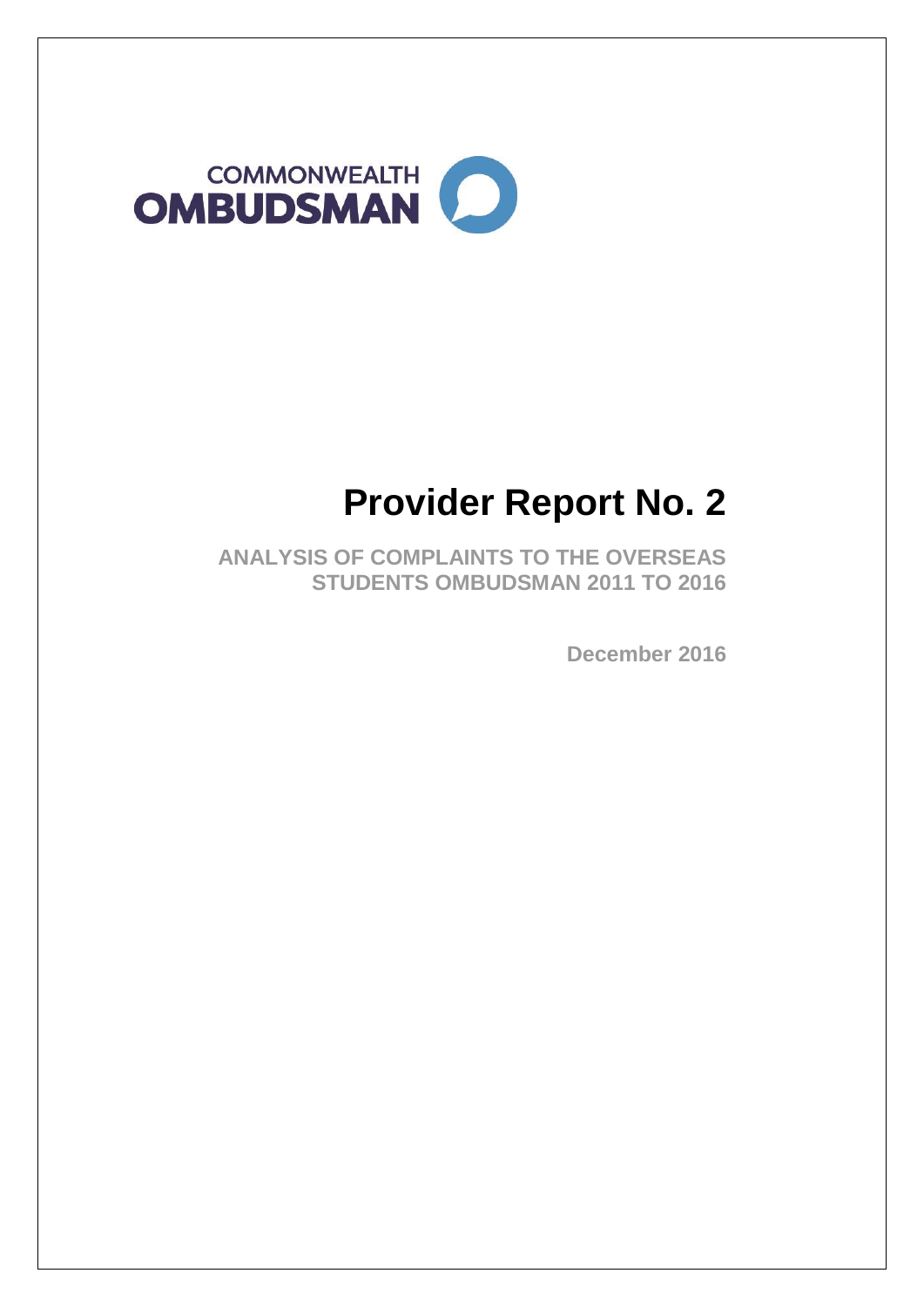COMMONWEALTH OMBUDSMAN

# Provider Report No. 2

**ANALYSIS OF COMPLAINTS TO THE OVERSEAS STUDENTS OMBUDSMAN 2011 TO 2016**

**December 2016**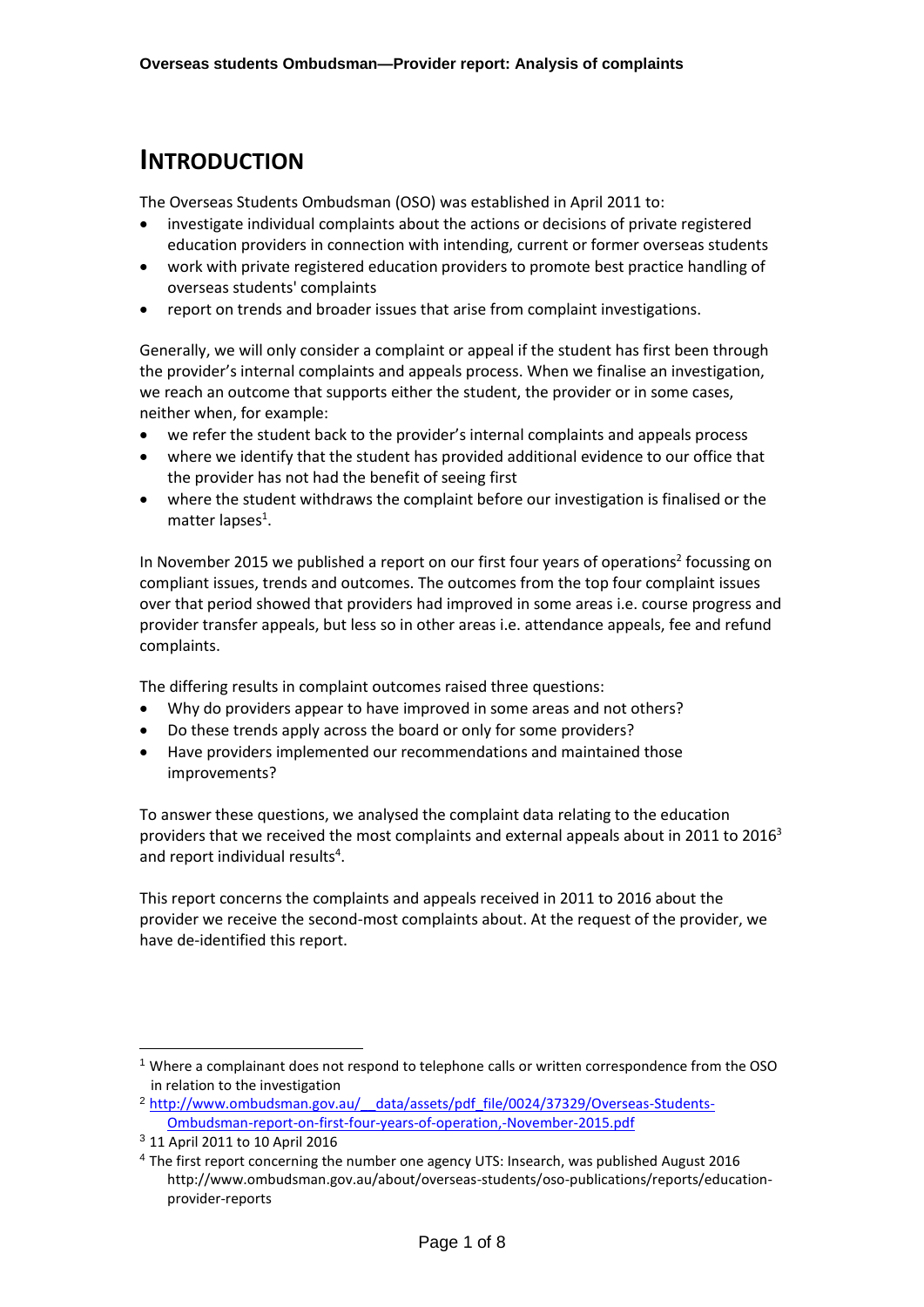# INTRODUCTION

The Overseas Students Ombudsman (OSO) was established in April 2011 to:

- investigate individual complaints about the actions or decisions of private registered education providers in connection with intending, current or former overseas students
- work with private registered education providers to promote best practice handling of overseas students' complaints
- report on trends and broader issues that arise from complaint investigations.

Generally, we will only consider a complaint or appeal if the student has first been through the provider's internal complaints and appeals process. When we finalise an investigation, we reach an outcome that supports either the student, the provider or in some cases, neither when, for example:

- we refer the student back to the provider's internal complaints and appeals process
- where we identify that the student has provided additional evidence to our office that the provider has not had the benefit of seeing first
- where the student withdraws the complaint before our investigation is finalised or the matter lapses[1].

In November 2015 we published a report on our first four years of operations[2] focussing on compliant issues, trends and outcomes. The outcomes from the top four complaint issues over that period showed that providers had improved in some areas i.e. course progress and provider transfer appeals, but less so in other areas i.e. attendance appeals, fee and refund complaints.

The differing results in complaint outcomes raised three questions:

- Why do providers appear to have improved in some areas and not others?
- Do these trends apply across the board or only for some providers?
- Have providers implemented our recommendations and maintained those improvements?

To answer these questions, we analysed the complaint data relating to the education providers that we received the most complaints and external appeals about in 2011 to 2016[3] and report individual results[4].

This report concerns the complaints and appeals received in 2011 to 2016 about the provider we receive the second-most complaints about. At the request of the provider, we have de-identified this report.

---

[1] Where a complainant does not respond to telephone calls or written correspondence from the OSO in relation to the investigation

[2] http://www.ombudsman.gov.au/__data/assets/pdf_file/0024/37329/Overseas-Students-Ombudsman-report-on-first-four-years-of-operation,-November-2015.pdf

[3] 11 April 2011 to 10 April 2016

[4] The first report concerning the number one agency UTS: Insearch, was published August 2016 http://www.ombudsman.gov.au/about/overseas-students/oso-publications/reports/education-provider-reports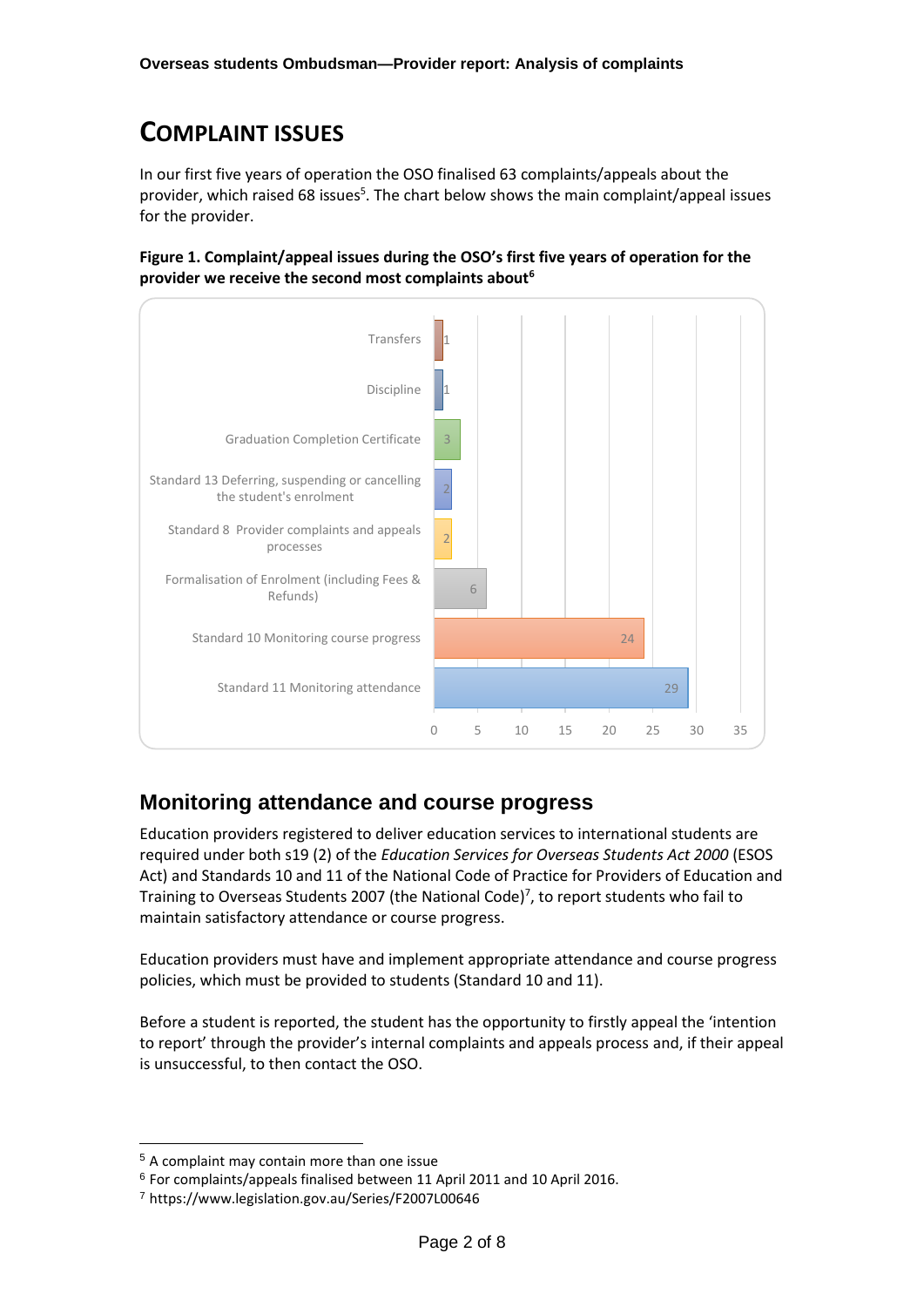# COMPLAINT ISSUES

In our first five years of operation the OSO finalised 63 complaints/appeals about the provider, which raised 68 issues[5]. The chart below shows the main complaint/appeal issues for the provider.

**Figure 1. Complaint/appeal issues during the OSO's first five years of operation for the provider we receive the second most complaints about[6]**

| Issue | Number |
|---|---|
| Transfers | 1 |
| Discipline | 1 |
| Graduation Completion Certificate | 3 |
| Standard 13 Deferring, suspending or cancelling the student's enrolment | 2 |
| Standard 8 Provider complaints and appeals processes | 2 |
| Formalisation of Enrolment (including Fees & Refunds) | 6 |
| Standard 10 Monitoring course progress | 24 |
| Standard 11 Monitoring attendance | 29 |

## Monitoring attendance and course progress

Education providers registered to deliver education services to international students are required under both s19 (2) of the *Education Services for Overseas Students Act 2000* (ESOS Act) and Standards 10 and 11 of the National Code of Practice for Providers of Education and Training to Overseas Students 2007 (the National Code)[7], to report students who fail to maintain satisfactory attendance or course progress.

Education providers must have and implement appropriate attendance and course progress policies, which must be provided to students (Standard 10 and 11).

Before a student is reported, the student has the opportunity to firstly appeal the 'intention to report' through the provider's internal complaints and appeals process and, if their appeal is unsuccessful, to then contact the OSO.

---

[5] A complaint may contain more than one issue

[6] For complaints/appeals finalised between 11 April 2011 and 10 April 2016.

[7] https://www.legislation.gov.au/Series/F2007L00646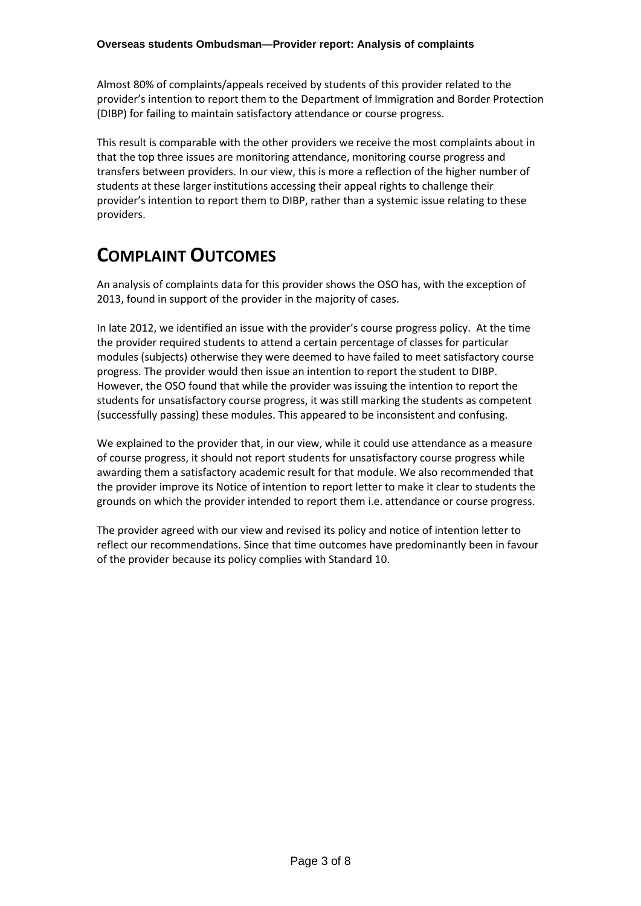Almost 80% of complaints/appeals received by students of this provider related to the provider's intention to report them to the Department of Immigration and Border Protection (DIBP) for failing to maintain satisfactory attendance or course progress.

This result is comparable with the other providers we receive the most complaints about in that the top three issues are monitoring attendance, monitoring course progress and transfers between providers. In our view, this is more a reflection of the higher number of students at these larger institutions accessing their appeal rights to challenge their provider's intention to report them to DIBP, rather than a systemic issue relating to these providers.

# COMPLAINT OUTCOMES

An analysis of complaints data for this provider shows the OSO has, with the exception of 2013, found in support of the provider in the majority of cases.

In late 2012, we identified an issue with the provider's course progress policy. At the time the provider required students to attend a certain percentage of classes for particular modules (subjects) otherwise they were deemed to have failed to meet satisfactory course progress. The provider would then issue an intention to report the student to DIBP. However, the OSO found that while the provider was issuing the intention to report the students for unsatisfactory course progress, it was still marking the students as competent (successfully passing) these modules. This appeared to be inconsistent and confusing.

We explained to the provider that, in our view, while it could use attendance as a measure of course progress, it should not report students for unsatisfactory course progress while awarding them a satisfactory academic result for that module. We also recommended that the provider improve its Notice of intention to report letter to make it clear to students the grounds on which the provider intended to report them i.e. attendance or course progress.

The provider agreed with our view and revised its policy and notice of intention letter to reflect our recommendations. Since that time outcomes have predominantly been in favour of the provider because its policy complies with Standard 10.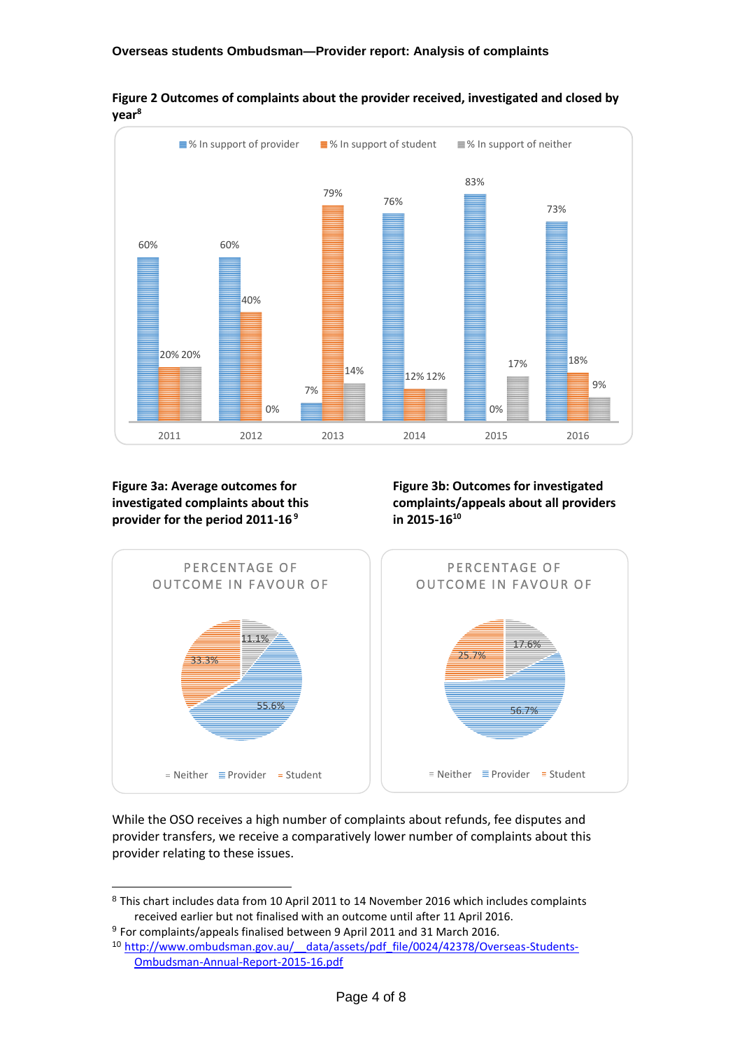**Figure 2 Outcomes of complaints about the provider received, investigated and closed by year**[8]

| Year | % In support of provider | % In support of student | % In support of neither |
|---|---|---|---|
| 2011 | 60% | 20% | 20% |
| 2012 | 60% | 40% | 0% |
| 2013 | 7% | 79% | 14% |
| 2014 | 76% | 12% | 12% |
| 2015 | 83% | 0% | 17% |
| 2016 | 73% | 18% | 9% |

**Figure 3a: Average outcomes for investigated complaints about this provider for the period 2011-16**[9]

PERCENTAGE OF OUTCOME IN FAVOUR OF

| Outcome | Percentage |
|---|---|
| Neither | 11.1% |
| Provider | 55.6% |
| Student | 33.3% |

**Figure 3b: Outcomes for investigated complaints/appeals about all providers in 2015-16**[10]

PERCENTAGE OF OUTCOME IN FAVOUR OF

| Outcome | Percentage |
|---|---|
| Neither | 17.6% |
| Provider | 56.7% |
| Student | 25.7% |

While the OSO receives a high number of complaints about refunds, fee disputes and provider transfers, we receive a comparatively lower number of complaints about this provider relating to these issues.

---

[8] This chart includes data from 10 April 2011 to 14 November 2016 which includes complaints received earlier but not finalised with an outcome until after 11 April 2016.

[9] For complaints/appeals finalised between 9 April 2011 and 31 March 2016.

[10] http://www.ombudsman.gov.au/__data/assets/pdf_file/0024/42378/Overseas-Students-Ombudsman-Annual-Report-2015-16.pdf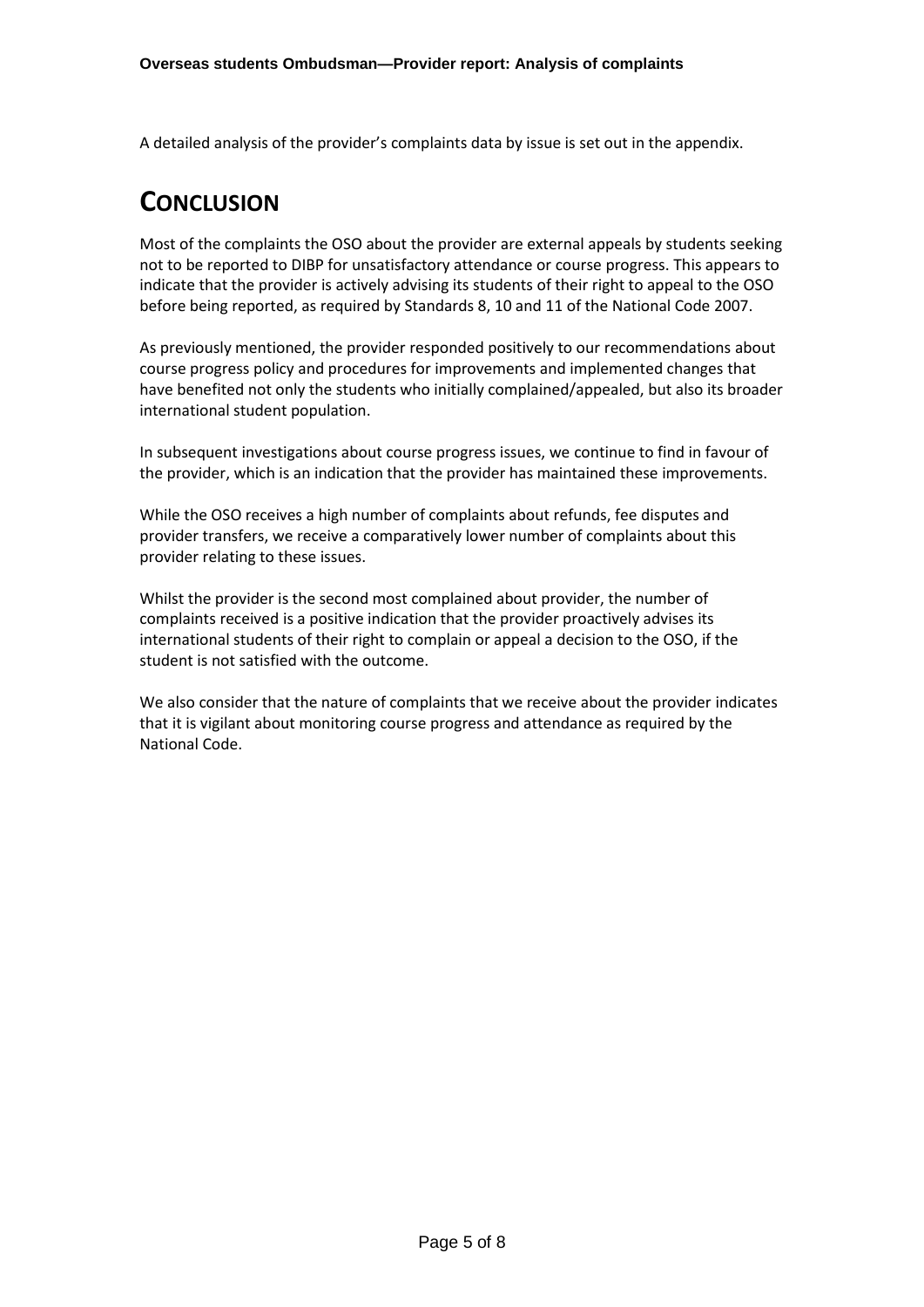A detailed analysis of the provider's complaints data by issue is set out in the appendix.

# Conclusion

Most of the complaints the OSO about the provider are external appeals by students seeking not to be reported to DIBP for unsatisfactory attendance or course progress. This appears to indicate that the provider is actively advising its students of their right to appeal to the OSO before being reported, as required by Standards 8, 10 and 11 of the National Code 2007.

As previously mentioned, the provider responded positively to our recommendations about course progress policy and procedures for improvements and implemented changes that have benefited not only the students who initially complained/appealed, but also its broader international student population.

In subsequent investigations about course progress issues, we continue to find in favour of the provider, which is an indication that the provider has maintained these improvements.

While the OSO receives a high number of complaints about refunds, fee disputes and provider transfers, we receive a comparatively lower number of complaints about this provider relating to these issues.

Whilst the provider is the second most complained about provider, the number of complaints received is a positive indication that the provider proactively advises its international students of their right to complain or appeal a decision to the OSO, if the student is not satisfied with the outcome.

We also consider that the nature of complaints that we receive about the provider indicates that it is vigilant about monitoring course progress and attendance as required by the National Code.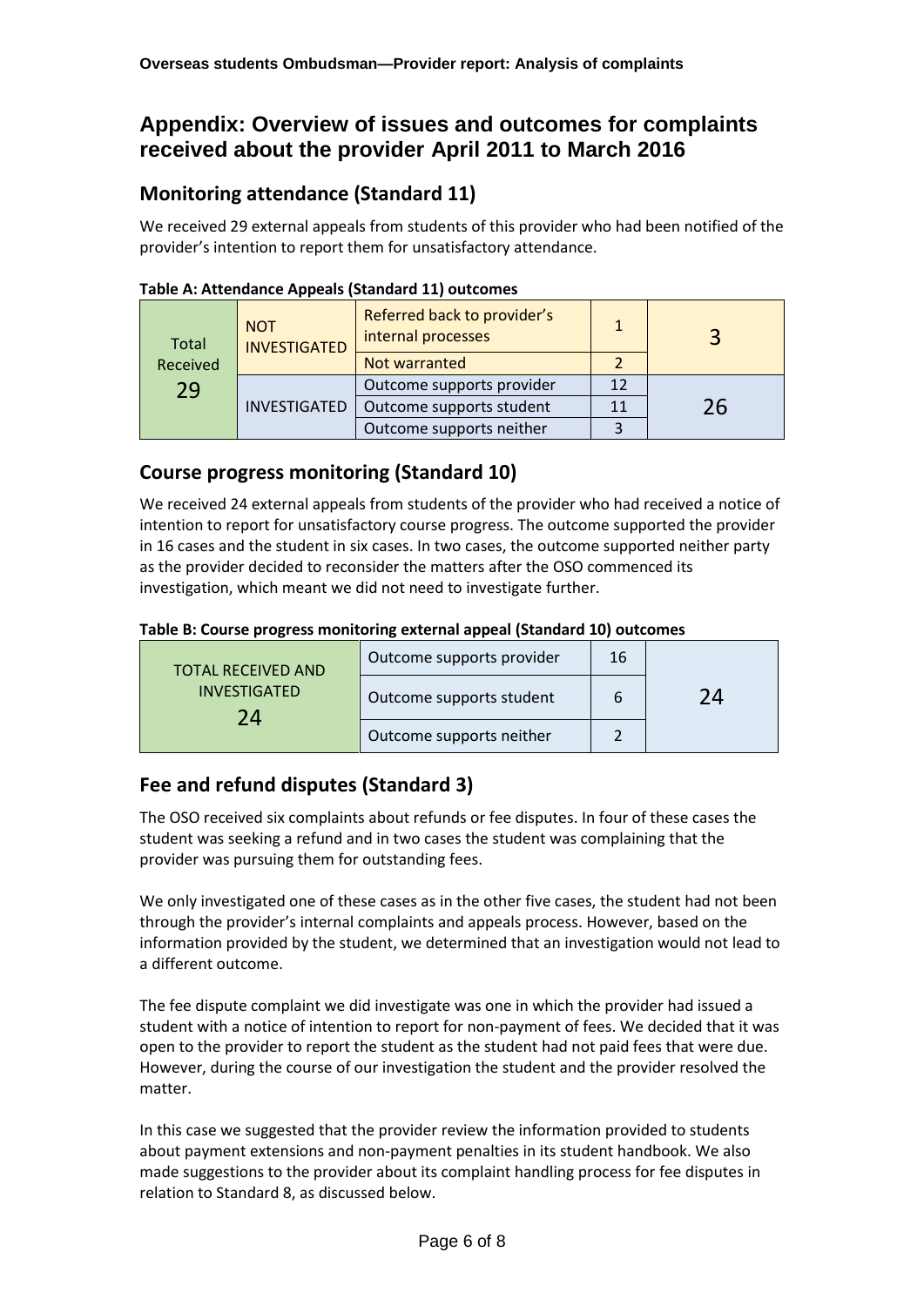## Appendix: Overview of issues and outcomes for complaints received about the provider April 2011 to March 2016

### Monitoring attendance (Standard 11)

We received 29 external appeals from students of this provider who had been notified of the provider's intention to report them for unsatisfactory attendance.

**Table A: Attendance Appeals (Standard 11) outcomes**

| Total Received 29 | NOT INVESTIGATED | Referred back to provider's internal processes | 1 | 3 |
|---|---|---|---|---|
| | | Not warranted | 2 | |
| | INVESTIGATED | Outcome supports provider | 12 | 26 |
| | | Outcome supports student | 11 | |
| | | Outcome supports neither | 3 | |

### Course progress monitoring (Standard 10)

We received 24 external appeals from students of the provider who had received a notice of intention to report for unsatisfactory course progress. The outcome supported the provider in 16 cases and the student in six cases. In two cases, the outcome supported neither party as the provider decided to reconsider the matters after the OSO commenced its investigation, which meant we did not need to investigate further.

**Table B: Course progress monitoring external appeal (Standard 10) outcomes**

| TOTAL RECEIVED AND INVESTIGATED 24 | Outcome supports provider | 16 | 24 |
|---|---|---|---|
| | Outcome supports student | 6 | |
| | Outcome supports neither | 2 | |

### Fee and refund disputes (Standard 3)

The OSO received six complaints about refunds or fee disputes. In four of these cases the student was seeking a refund and in two cases the student was complaining that the provider was pursuing them for outstanding fees.

We only investigated one of these cases as in the other five cases, the student had not been through the provider's internal complaints and appeals process. However, based on the information provided by the student, we determined that an investigation would not lead to a different outcome.

The fee dispute complaint we did investigate was one in which the provider had issued a student with a notice of intention to report for non-payment of fees. We decided that it was open to the provider to report the student as the student had not paid fees that were due. However, during the course of our investigation the student and the provider resolved the matter.

In this case we suggested that the provider review the information provided to students about payment extensions and non-payment penalties in its student handbook. We also made suggestions to the provider about its complaint handling process for fee disputes in relation to Standard 8, as discussed below.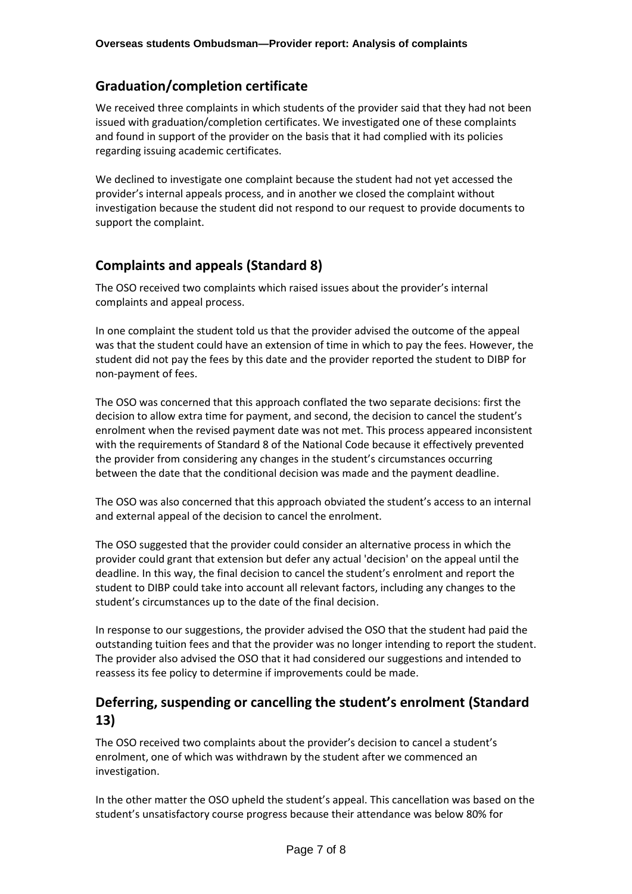## Graduation/completion certificate

We received three complaints in which students of the provider said that they had not been issued with graduation/completion certificates. We investigated one of these complaints and found in support of the provider on the basis that it had complied with its policies regarding issuing academic certificates.

We declined to investigate one complaint because the student had not yet accessed the provider's internal appeals process, and in another we closed the complaint without investigation because the student did not respond to our request to provide documents to support the complaint.

## Complaints and appeals (Standard 8)

The OSO received two complaints which raised issues about the provider's internal complaints and appeal process.

In one complaint the student told us that the provider advised the outcome of the appeal was that the student could have an extension of time in which to pay the fees. However, the student did not pay the fees by this date and the provider reported the student to DIBP for non-payment of fees.

The OSO was concerned that this approach conflated the two separate decisions: first the decision to allow extra time for payment, and second, the decision to cancel the student's enrolment when the revised payment date was not met. This process appeared inconsistent with the requirements of Standard 8 of the National Code because it effectively prevented the provider from considering any changes in the student's circumstances occurring between the date that the conditional decision was made and the payment deadline.

The OSO was also concerned that this approach obviated the student's access to an internal and external appeal of the decision to cancel the enrolment.

The OSO suggested that the provider could consider an alternative process in which the provider could grant that extension but defer any actual 'decision' on the appeal until the deadline. In this way, the final decision to cancel the student's enrolment and report the student to DIBP could take into account all relevant factors, including any changes to the student's circumstances up to the date of the final decision.

In response to our suggestions, the provider advised the OSO that the student had paid the outstanding tuition fees and that the provider was no longer intending to report the student. The provider also advised the OSO that it had considered our suggestions and intended to reassess its fee policy to determine if improvements could be made.

## Deferring, suspending or cancelling the student's enrolment (Standard 13)

The OSO received two complaints about the provider's decision to cancel a student's enrolment, one of which was withdrawn by the student after we commenced an investigation.

In the other matter the OSO upheld the student's appeal. This cancellation was based on the student's unsatisfactory course progress because their attendance was below 80% for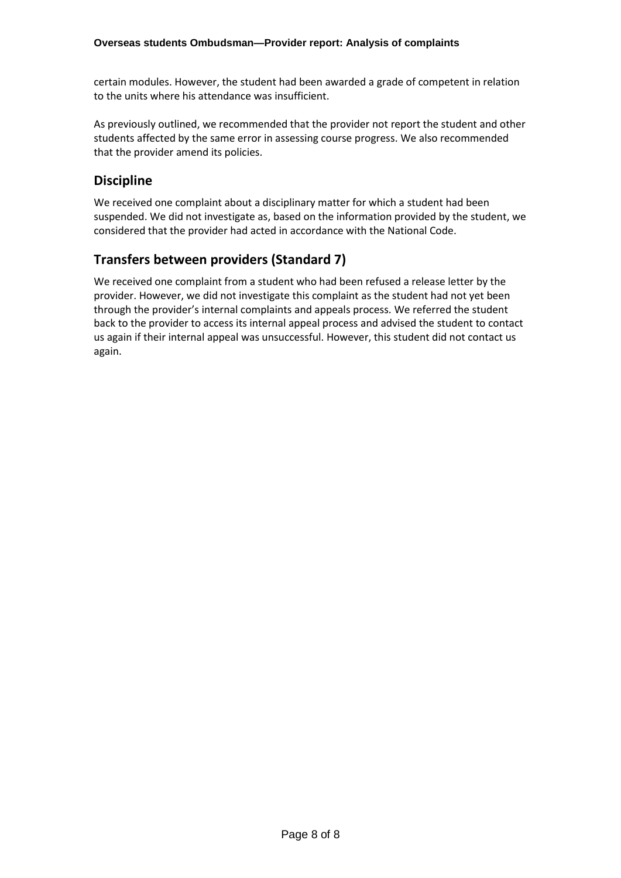certain modules. However, the student had been awarded a grade of competent in relation to the units where his attendance was insufficient.

As previously outlined, we recommended that the provider not report the student and other students affected by the same error in assessing course progress. We also recommended that the provider amend its policies.

## Discipline

We received one complaint about a disciplinary matter for which a student had been suspended. We did not investigate as, based on the information provided by the student, we considered that the provider had acted in accordance with the National Code.

## Transfers between providers (Standard 7)

We received one complaint from a student who had been refused a release letter by the provider. However, we did not investigate this complaint as the student had not yet been through the provider's internal complaints and appeals process. We referred the student back to the provider to access its internal appeal process and advised the student to contact us again if their internal appeal was unsuccessful. However, this student did not contact us again.